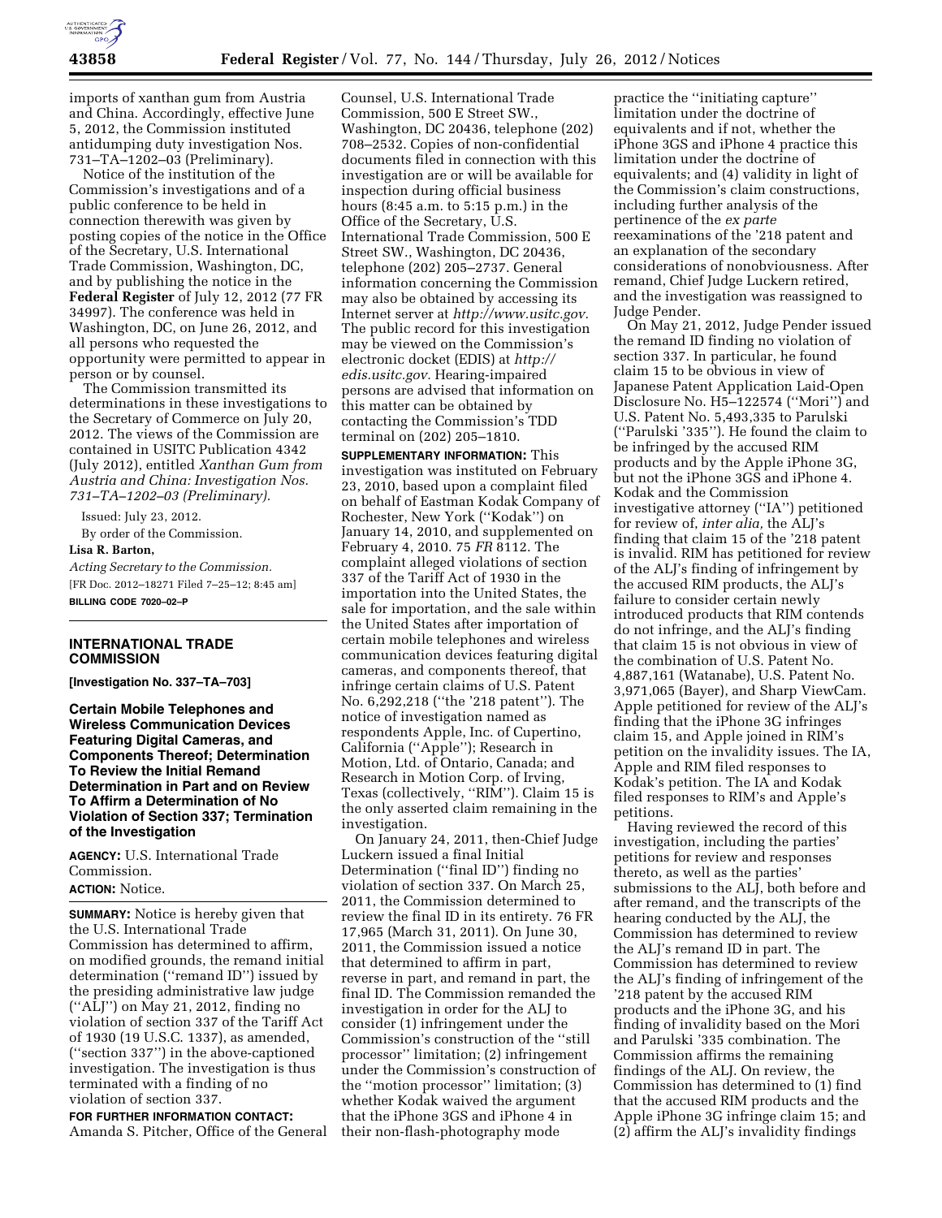imports of xanthan gum from Austria and China. Accordingly, effective June 5, 2012, the Commission instituted antidumping duty investigation Nos. 731–TA–1202–03 (Preliminary).

Notice of the institution of the Commission's investigations and of a public conference to be held in connection therewith was given by posting copies of the notice in the Office of the Secretary, U.S. International Trade Commission, Washington, DC, and by publishing the notice in the **Federal Register** of July 12, 2012 (77 FR 34997). The conference was held in Washington, DC, on June 26, 2012, and all persons who requested the opportunity were permitted to appear in person or by counsel.

The Commission transmitted its determinations in these investigations to the Secretary of Commerce on July 20, 2012. The views of the Commission are contained in USITC Publication 4342 (July 2012), entitled *Xanthan Gum from Austria and China: Investigation Nos. 731–TA–1202–03 (Preliminary).*

Issued: July 23, 2012.

By order of the Commission.

**Lisa R. Barton,**

*Acting Secretary to the Commission.*

[FR Doc. 2012–18271 Filed 7–25–12; 8:45 am]

**BILLING CODE 7020–02–P**

---

## INTERNATIONAL TRADE COMMISSION

**[Investigation No. 337–TA–703]**

### Certain Mobile Telephones and Wireless Communication Devices Featuring Digital Cameras, and Components Thereof; Determination To Review the Initial Remand Determination in Part and on Review To Affirm a Determination of No Violation of Section 337; Termination of the Investigation

**AGENCY:** U.S. International Trade Commission.

**ACTION:** Notice.

**SUMMARY:** Notice is hereby given that the U.S. International Trade Commission has determined to affirm, on modified grounds, the remand initial determination (''remand ID'') issued by the presiding administrative law judge (''ALJ'') on May 21, 2012, finding no violation of section 337 of the Tariff Act of 1930 (19 U.S.C. 1337), as amended, (''section 337'') in the above-captioned investigation. The investigation is thus terminated with a finding of no violation of section 337.

**FOR FURTHER INFORMATION CONTACT:** Amanda S. Pitcher, Office of the General Counsel, U.S. International Trade Commission, 500 E Street SW., Washington, DC 20436, telephone (202) 708–2532. Copies of non-confidential documents filed in connection with this investigation are or will be available for inspection during official business hours (8:45 a.m. to 5:15 p.m.) in the Office of the Secretary, U.S. International Trade Commission, 500 E Street SW., Washington, DC 20436, telephone (202) 205–2737. General information concerning the Commission may also be obtained by accessing its Internet server at *http://www.usitc.gov.* The public record for this investigation may be viewed on the Commission's electronic docket (EDIS) at *http://edis.usitc.gov.* Hearing-impaired persons are advised that information on this matter can be obtained by contacting the Commission's TDD terminal on (202) 205–1810.

**SUPPLEMENTARY INFORMATION:** This investigation was instituted on February 23, 2010, based upon a complaint filed on behalf of Eastman Kodak Company of Rochester, New York (''Kodak'') on January 14, 2010, and supplemented on February 4, 2010. 75 *FR* 8112. The complaint alleged violations of section 337 of the Tariff Act of 1930 in the importation into the United States, the sale for importation, and the sale within the United States after importation of certain mobile telephones and wireless communication devices featuring digital cameras, and components thereof, that infringe certain claims of U.S. Patent No. 6,292,218 (''the '218 patent''). The notice of investigation named as respondents Apple, Inc. of Cupertino, California (''Apple''); Research in Motion, Ltd. of Ontario, Canada; and Research in Motion Corp. of Irving, Texas (collectively, ''RIM''). Claim 15 is the only asserted claim remaining in the investigation.

On January 24, 2011, then-Chief Judge Luckern issued a final Initial Determination (''final ID'') finding no violation of section 337. On March 25, 2011, the Commission determined to review the final ID in its entirety. 76 FR 17,965 (March 31, 2011). On June 30, 2011, the Commission issued a notice that determined to affirm in part, reverse in part, and remand in part, the final ID. The Commission remanded the investigation in order for the ALJ to consider (1) infringement under the Commission's construction of the ''still processor'' limitation; (2) infringement under the Commission's construction of the ''motion processor'' limitation; (3) whether Kodak waived the argument that the iPhone 3GS and iPhone 4 in their non-flash-photography mode practice the ''initiating capture'' limitation under the doctrine of equivalents and if not, whether the iPhone 3GS and iPhone 4 practice this limitation under the doctrine of equivalents; and (4) validity in light of the Commission's claim constructions, including further analysis of the pertinence of the *ex parte* reexaminations of the '218 patent and an explanation of the secondary considerations of nonobviousness. After remand, Chief Judge Luckern retired, and the investigation was reassigned to Judge Pender.

On May 21, 2012, Judge Pender issued the remand ID finding no violation of section 337. In particular, he found claim 15 to be obvious in view of Japanese Patent Application Laid-Open Disclosure No. H5–122574 (''Mori'') and U.S. Patent No. 5,493,335 to Parulski (''Parulski '335''). He found the claim to be infringed by the accused RIM products and by the Apple iPhone 3G, but not the iPhone 3GS and iPhone 4. Kodak and the Commission investigative attorney (''IA'') petitioned for review of, *inter alia,* the ALJ's finding that claim 15 of the '218 patent is invalid. RIM has petitioned for review of the ALJ's finding of infringement by the accused RIM products, the ALJ's failure to consider certain newly introduced products that RIM contends do not infringe, and the ALJ's finding that claim 15 is not obvious in view of the combination of U.S. Patent No. 4,887,161 (Watanabe), U.S. Patent No. 3,971,065 (Bayer), and Sharp ViewCam. Apple petitioned for review of the ALJ's finding that the iPhone 3G infringes claim 15, and Apple joined in RIM's petition on the invalidity issues. The IA, Apple and RIM filed responses to Kodak's petition. The IA and Kodak filed responses to RIM's and Apple's petitions.

Having reviewed the record of this investigation, including the parties' petitions for review and responses thereto, as well as the parties' submissions to the ALJ, both before and after remand, and the transcripts of the hearing conducted by the ALJ, the Commission has determined to review the ALJ's remand ID in part. The Commission has determined to review the ALJ's finding of infringement of the '218 patent by the accused RIM products and the iPhone 3G, and his finding of invalidity based on the Mori and Parulski '335 combination. The Commission affirms the remaining findings of the ALJ. On review, the Commission has determined to (1) find that the accused RIM products and the Apple iPhone 3G infringe claim 15; and (2) affirm the ALJ's invalidity findings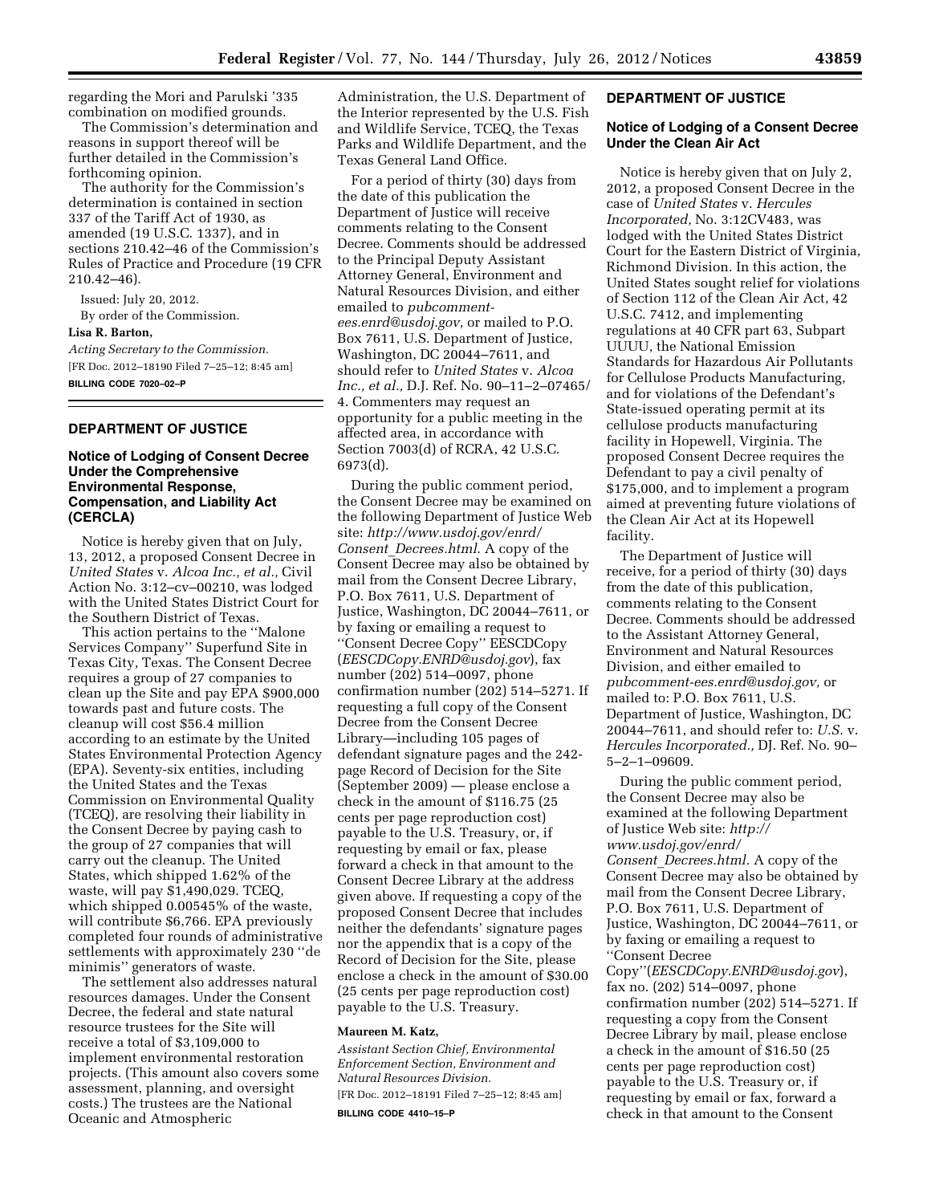regarding the Mori and Parulski '335 combination on modified grounds.

The Commission's determination and reasons in support thereof will be further detailed in the Commission's forthcoming opinion.

The authority for the Commission's determination is contained in section 337 of the Tariff Act of 1930, as amended (19 U.S.C. 1337), and in sections 210.42–46 of the Commission's Rules of Practice and Procedure (19 CFR 210.42–46).

Issued: July 20, 2012.

By order of the Commission.

**Lisa R. Barton,**

*Acting Secretary to the Commission.*

[FR Doc. 2012–18190 Filed 7–25–12; 8:45 am]

**BILLING CODE 7020–02–P**

## DEPARTMENT OF JUSTICE

### Notice of Lodging of Consent Decree Under the Comprehensive Environmental Response, Compensation, and Liability Act (CERCLA)

Notice is hereby given that on July, 13, 2012, a proposed Consent Decree in *United States* v. *Alcoa Inc., et al.,* Civil Action No. 3:12–cv–00210, was lodged with the United States District Court for the Southern District of Texas.

This action pertains to the ''Malone Services Company'' Superfund Site in Texas City, Texas. The Consent Decree requires a group of 27 companies to clean up the Site and pay EPA $900,000 towards past and future costs. The cleanup will cost $56.4 million according to an estimate by the United States Environmental Protection Agency (EPA). Seventy-six entities, including the United States and the Texas Commission on Environmental Quality (TCEQ), are resolving their liability in the Consent Decree by paying cash to the group of 27 companies that will carry out the cleanup. The United States, which shipped 1.62% of the waste, will pay $1,490,029. TCEQ, which shipped 0.00545% of the waste, will contribute $6,766. EPA previously completed four rounds of administrative settlements with approximately 230 ''de minimis'' generators of waste.

The settlement also addresses natural resources damages. Under the Consent Decree, the federal and state natural resource trustees for the Site will receive a total of $3,109,000 to implement environmental restoration projects. (This amount also covers some assessment, planning, and oversight costs.) The trustees are the National Oceanic and Atmospheric Administration, the U.S. Department of the Interior represented by the U.S. Fish and Wildlife Service, TCEQ, the Texas Parks and Wildlife Department, and the Texas General Land Office.

For a period of thirty (30) days from the date of this publication the Department of Justice will receive comments relating to the Consent Decree. Comments should be addressed to the Principal Deputy Assistant Attorney General, Environment and Natural Resources Division, and either emailed to *pubcomment-ees.enrd@usdoj.gov*, or mailed to P.O. Box 7611, U.S. Department of Justice, Washington, DC 20044–7611, and should refer to *United States* v. *Alcoa Inc., et al.,* D.J. Ref. No. 90–11–2–07465/4. Commenters may request an opportunity for a public meeting in the affected area, in accordance with Section 7003(d) of RCRA, 42 U.S.C. 6973(d).

During the public comment period, the Consent Decree may be examined on the following Department of Justice Web site: *http://www.usdoj.gov/enrd/Consent_Decrees.html*. A copy of the Consent Decree may also be obtained by mail from the Consent Decree Library, P.O. Box 7611, U.S. Department of Justice, Washington, DC 20044–7611, or by faxing or emailing a request to ''Consent Decree Copy'' EESCDCopy (*EESCDCopy.ENRD@usdoj.gov*), fax number (202) 514–0097, phone confirmation number (202) 514–5271. If requesting a full copy of the Consent Decree from the Consent Decree Library—including 105 pages of defendant signature pages and the 242-page Record of Decision for the Site (September 2009) — please enclose a check in the amount of $116.75 (25 cents per page reproduction cost) payable to the U.S. Treasury, or, if requesting by email or fax, please forward a check in that amount to the Consent Decree Library at the address given above. If requesting a copy of the proposed Consent Decree that includes neither the defendants' signature pages nor the appendix that is a copy of the Record of Decision for the Site, please enclose a check in the amount of $30.00 (25 cents per page reproduction cost) payable to the U.S. Treasury.

**Maureen M. Katz,**

*Assistant Section Chief, Environmental Enforcement Section, Environment and Natural Resources Division.*

[FR Doc. 2012–18191 Filed 7–25–12; 8:45 am]

**BILLING CODE 4410–15–P**

## DEPARTMENT OF JUSTICE

### Notice of Lodging of a Consent Decree Under the Clean Air Act

Notice is hereby given that on July 2, 2012, a proposed Consent Decree in the case of *United States* v. *Hercules Incorporated,* No. 3:12CV483, was lodged with the United States District Court for the Eastern District of Virginia, Richmond Division. In this action, the United States sought relief for violations of Section 112 of the Clean Air Act, 42 U.S.C. 7412, and implementing regulations at 40 CFR part 63, Subpart UUUU, the National Emission Standards for Hazardous Air Pollutants for Cellulose Products Manufacturing, and for violations of the Defendant's State-issued operating permit at its cellulose products manufacturing facility in Hopewell, Virginia. The proposed Consent Decree requires the Defendant to pay a civil penalty of $175,000, and to implement a program aimed at preventing future violations of the Clean Air Act at its Hopewell facility.

The Department of Justice will receive, for a period of thirty (30) days from the date of this publication, comments relating to the Consent Decree. Comments should be addressed to the Assistant Attorney General, Environment and Natural Resources Division, and either emailed to *pubcomment-ees.enrd@usdoj.gov,* or mailed to: P.O. Box 7611, U.S. Department of Justice, Washington, DC 20044–7611, and should refer to: *U.S.* v. *Hercules Incorporated.,* DJ. Ref. No. 90–5–2–1–09609.

During the public comment period, the Consent Decree may also be examined at the following Department of Justice Web site: *http://www.usdoj.gov/enrd/Consent_Decrees.html.* A copy of the Consent Decree may also be obtained by mail from the Consent Decree Library, P.O. Box 7611, U.S. Department of Justice, Washington, DC 20044–7611, or by faxing or emailing a request to ''Consent Decree Copy''(*EESCDCopy.ENRD@usdoj.gov*), fax no. (202) 514–0097, phone confirmation number (202) 514–5271. If requesting a copy from the Consent Decree Library by mail, please enclose a check in the amount of $16.50 (25 cents per page reproduction cost) payable to the U.S. Treasury or, if requesting by email or fax, forward a check in that amount to the Consent